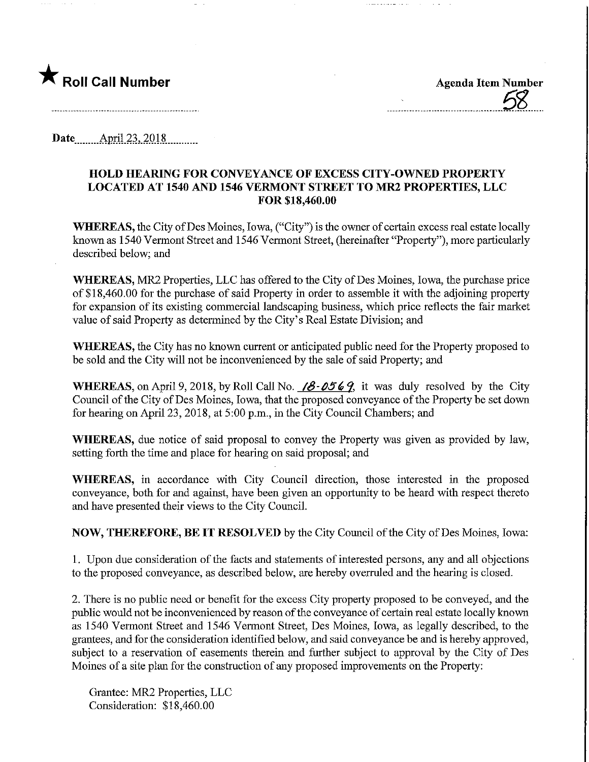★ **Roll Call Number**

**Agenda Item Number**
58

**Date** April 23, 2018

### HOLD HEARING FOR CONVEYANCE OF EXCESS CITY-OWNED PROPERTY LOCATED AT 1540 AND 1546 VERMONT STREET TO MR2 PROPERTIES, LLC FOR $18,460.00

**WHEREAS,** the City of Des Moines, Iowa, ("City") is the owner of certain excess real estate locally known as 1540 Vermont Street and 1546 Vermont Street, (hereinafter "Property"), more particularly described below; and

**WHEREAS,** MR2 Properties, LLC has offered to the City of Des Moines, Iowa, the purchase price of $18,460.00 for the purchase of said Property in order to assemble it with the adjoining property for expansion of its existing commercial landscaping business, which price reflects the fair market value of said Property as determined by the City's Real Estate Division; and

**WHEREAS,** the City has no known current or anticipated public need for the Property proposed to be sold and the City will not be inconvenienced by the sale of said Property; and

**WHEREAS,** on April 9, 2018, by Roll Call No. 18-0569, it was duly resolved by the City Council of the City of Des Moines, Iowa, that the proposed conveyance of the Property be set down for hearing on April 23, 2018, at 5:00 p.m., in the City Council Chambers; and

**WHEREAS,** due notice of said proposal to convey the Property was given as provided by law, setting forth the time and place for hearing on said proposal; and

**WHEREAS,** in accordance with City Council direction, those interested in the proposed conveyance, both for and against, have been given an opportunity to be heard with respect thereto and have presented their views to the City Council.

**NOW, THEREFORE, BE IT RESOLVED** by the City Council of the City of Des Moines, Iowa:

1. Upon due consideration of the facts and statements of interested persons, any and all objections to the proposed conveyance, as described below, are hereby overruled and the hearing is closed.

2. There is no public need or benefit for the excess City property proposed to be conveyed, and the public would not be inconvenienced by reason of the conveyance of certain real estate locally known as 1540 Vermont Street and 1546 Vermont Street, Des Moines, Iowa, as legally described, to the grantees, and for the consideration identified below, and said conveyance be and is hereby approved, subject to a reservation of easements therein and further subject to approval by the City of Des Moines of a site plan for the construction of any proposed improvements on the Property:

Grantee: MR2 Properties, LLC
Consideration: $18,460.00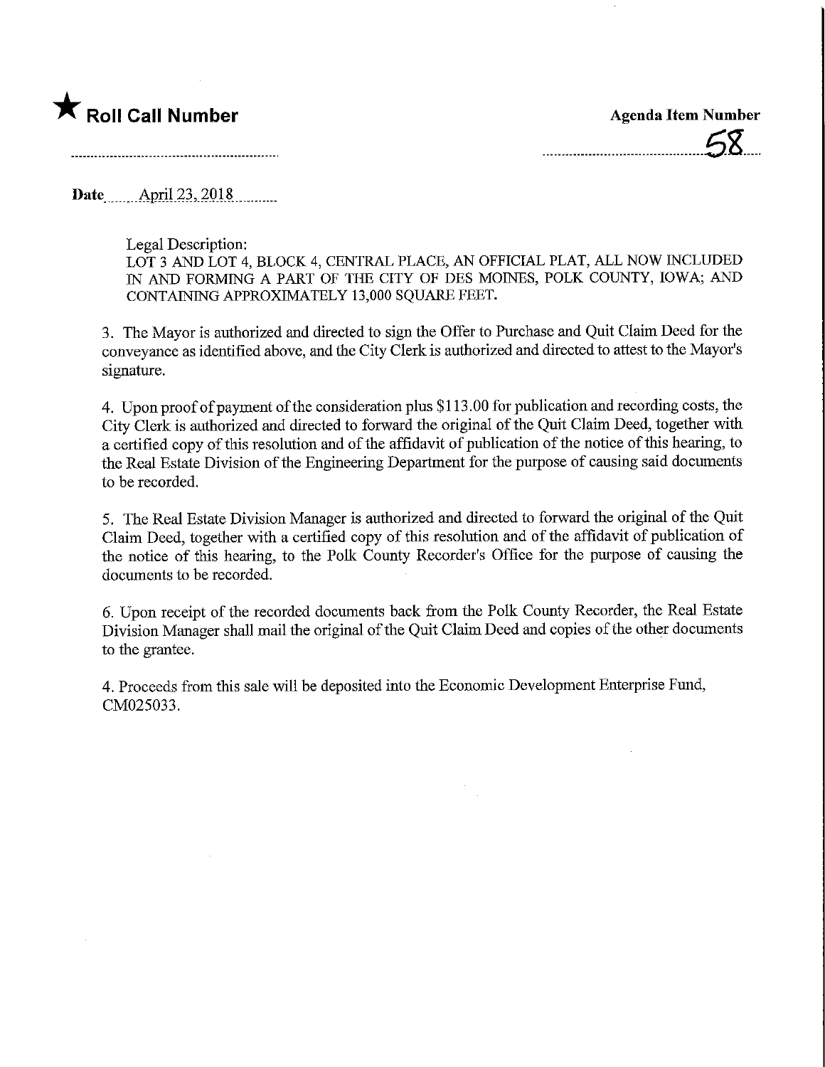★ **Roll Call Number**

**Agenda Item Number**

58

**Date** April 23, 2018

Legal Description:
LOT 3 AND LOT 4, BLOCK 4, CENTRAL PLACE, AN OFFICIAL PLAT, ALL NOW INCLUDED IN AND FORMING A PART OF THE CITY OF DES MOINES, POLK COUNTY, IOWA; AND CONTAINING APPROXIMATELY 13,000 SQUARE FEET.

3. The Mayor is authorized and directed to sign the Offer to Purchase and Quit Claim Deed for the conveyance as identified above, and the City Clerk is authorized and directed to attest to the Mayor's signature.

4. Upon proof of payment of the consideration plus $113.00 for publication and recording costs, the City Clerk is authorized and directed to forward the original of the Quit Claim Deed, together with a certified copy of this resolution and of the affidavit of publication of the notice of this hearing, to the Real Estate Division of the Engineering Department for the purpose of causing said documents to be recorded.

5. The Real Estate Division Manager is authorized and directed to forward the original of the Quit Claim Deed, together with a certified copy of this resolution and of the affidavit of publication of the notice of this hearing, to the Polk County Recorder's Office for the purpose of causing the documents to be recorded.

6. Upon receipt of the recorded documents back from the Polk County Recorder, the Real Estate Division Manager shall mail the original of the Quit Claim Deed and copies of the other documents to the grantee.

4. Proceeds from this sale will be deposited into the Economic Development Enterprise Fund, CM025033.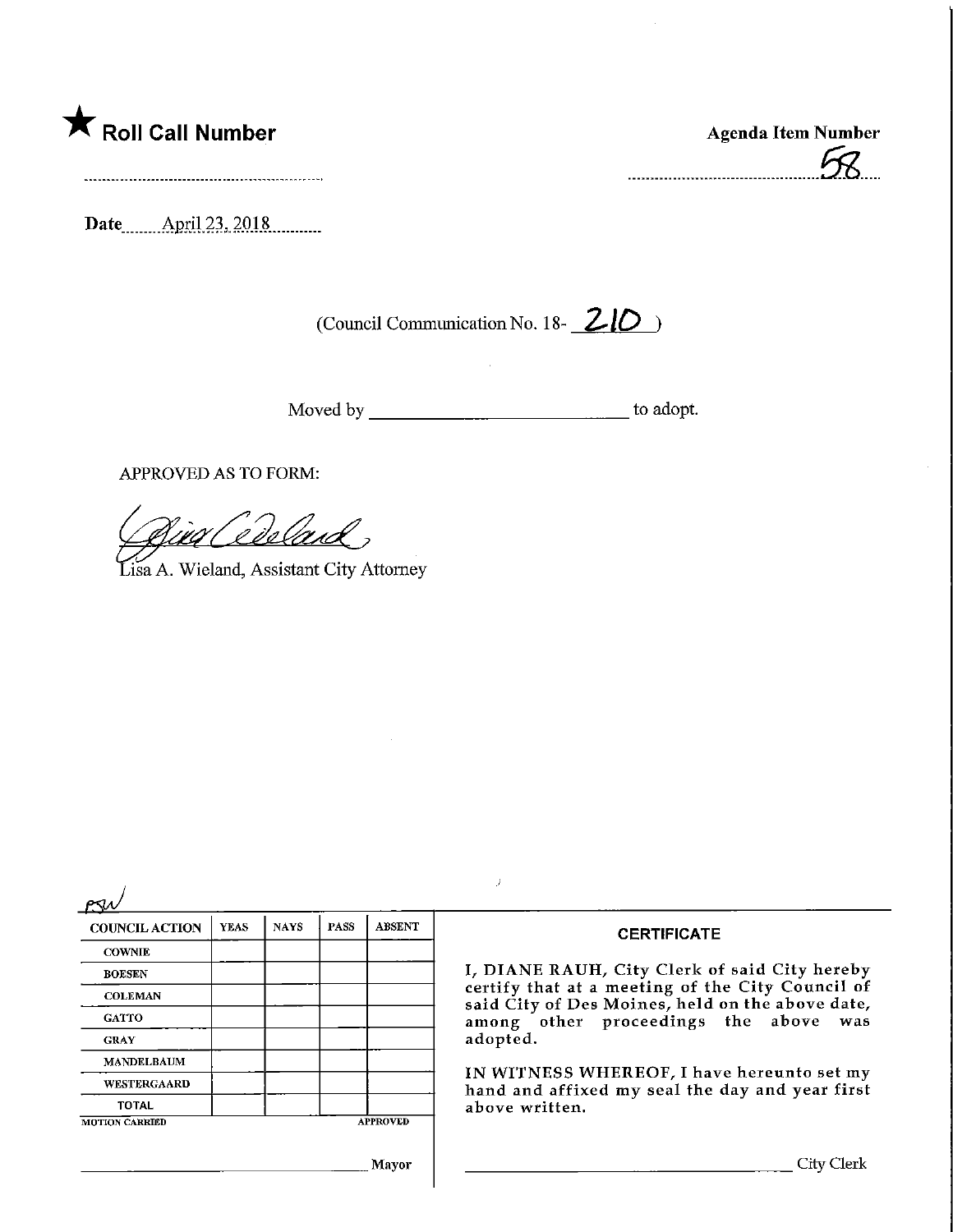★ **Roll Call Number**

**Agenda Item Number**

58

**Date** April 23, 2018

(Council Communication No. 18- 210 )

Moved by ___________________________ to adopt.

APPROVED AS TO FORM:

Lisa A. Wieland, Assistant City Attorney

| COUNCIL ACTION | YEAS | NAYS | PASS | ABSENT |
|---|---|---|---|---|
| COWNIE | | | | |
| BOESEN | | | | |
| COLEMAN | | | | |
| GATTO | | | | |
| GRAY | | | | |
| MANDELBAUM | | | | |
| WESTERGAARD | | | | |
| TOTAL | | | | |

MOTION CARRIED APPROVED

___________________________ Mayor

**CERTIFICATE**

I, DIANE RAUH, City Clerk of said City hereby certify that at a meeting of the City Council of said City of Des Moines, held on the above date, among other proceedings the above was adopted.

IN WITNESS WHEREOF, I have hereunto set my hand and affixed my seal the day and year first above written.

___________________________ City Clerk